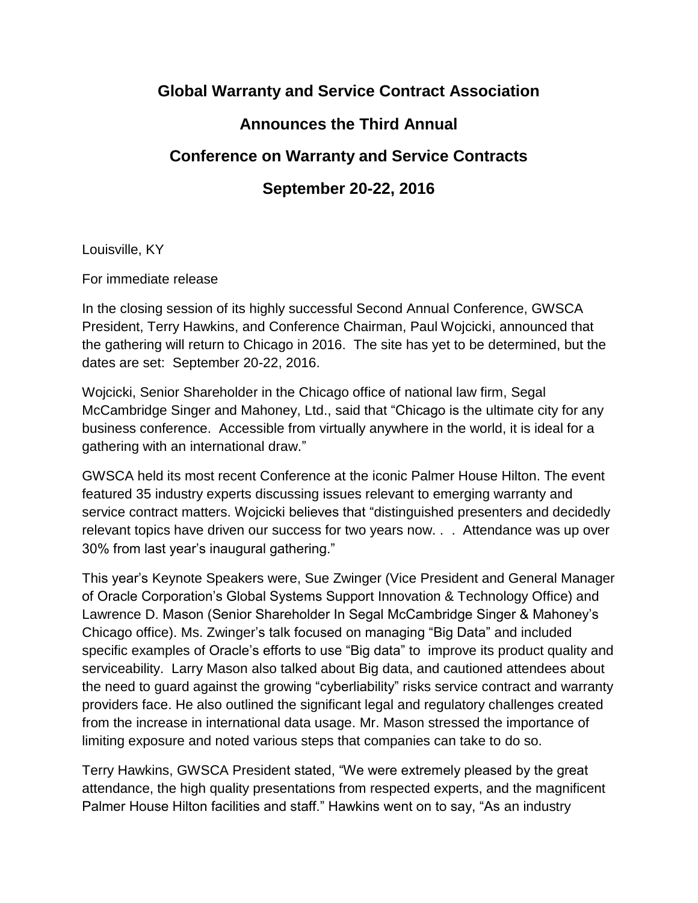# Global Warranty and Service Contract Association

## Announces the Third Annual

## Conference on Warranty and Service Contracts

## September 20-22, 2016

Louisville, KY

For immediate release

In the closing session of its highly successful Second Annual Conference, GWSCA President, Terry Hawkins, and Conference Chairman, Paul Wojcicki, announced that the gathering will return to Chicago in 2016. The site has yet to be determined, but the dates are set: September 20-22, 2016.

Wojcicki, Senior Shareholder in the Chicago office of national law firm, Segal McCambridge Singer and Mahoney, Ltd., said that "Chicago is the ultimate city for any business conference. Accessible from virtually anywhere in the world, it is ideal for a gathering with an international draw."

GWSCA held its most recent Conference at the iconic Palmer House Hilton. The event featured 35 industry experts discussing issues relevant to emerging warranty and service contract matters. Wojcicki believes that "distinguished presenters and decidedly relevant topics have driven our success for two years now. . . Attendance was up over 30% from last year's inaugural gathering."

This year's Keynote Speakers were, Sue Zwinger (Vice President and General Manager of Oracle Corporation's Global Systems Support Innovation & Technology Office) and Lawrence D. Mason (Senior Shareholder In Segal McCambridge Singer & Mahoney's Chicago office). Ms. Zwinger's talk focused on managing "Big Data" and included specific examples of Oracle's efforts to use "Big data" to improve its product quality and serviceability. Larry Mason also talked about Big data, and cautioned attendees about the need to guard against the growing "cyberliability" risks service contract and warranty providers face. He also outlined the significant legal and regulatory challenges created from the increase in international data usage. Mr. Mason stressed the importance of limiting exposure and noted various steps that companies can take to do so.

Terry Hawkins, GWSCA President stated, "We were extremely pleased by the great attendance, the high quality presentations from respected experts, and the magnificent Palmer House Hilton facilities and staff." Hawkins went on to say, "As an industry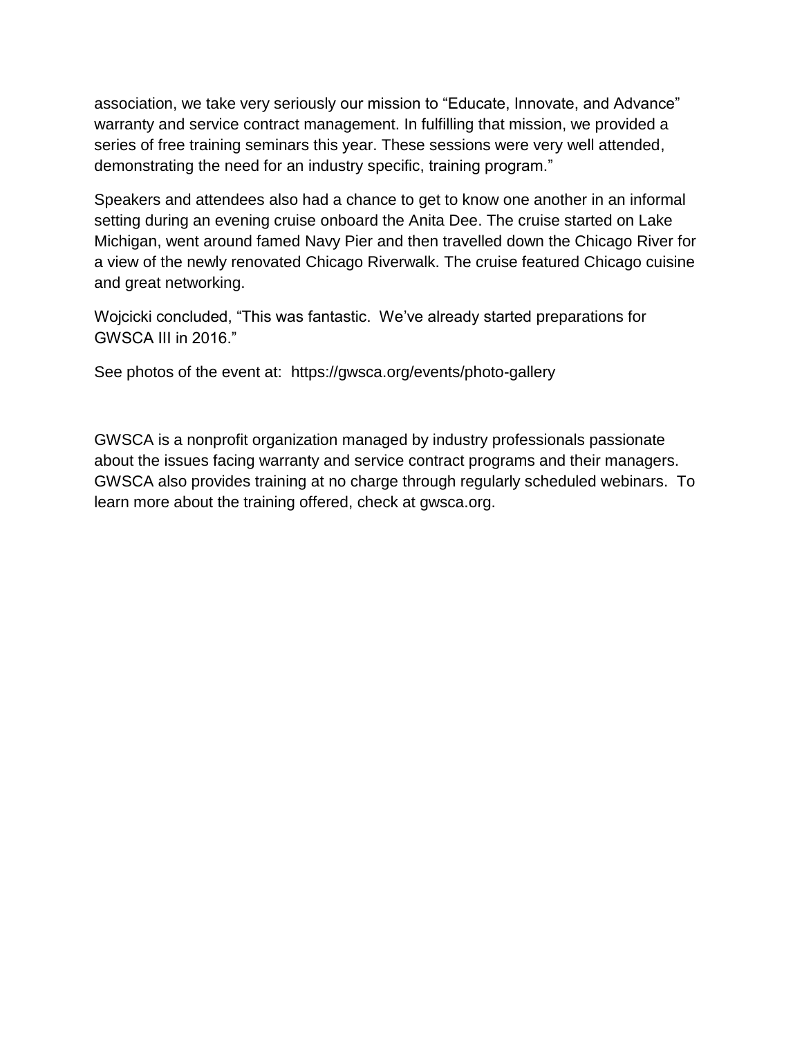association, we take very seriously our mission to "Educate, Innovate, and Advance" warranty and service contract management. In fulfilling that mission, we provided a series of free training seminars this year. These sessions were very well attended, demonstrating the need for an industry specific, training program."

Speakers and attendees also had a chance to get to know one another in an informal setting during an evening cruise onboard the Anita Dee. The cruise started on Lake Michigan, went around famed Navy Pier and then travelled down the Chicago River for a view of the newly renovated Chicago Riverwalk. The cruise featured Chicago cuisine and great networking.

Wojcicki concluded, "This was fantastic. We've already started preparations for GWSCA III in 2016."

See photos of the event at: https://gwsca.org/events/photo-gallery

GWSCA is a nonprofit organization managed by industry professionals passionate about the issues facing warranty and service contract programs and their managers. GWSCA also provides training at no charge through regularly scheduled webinars. To learn more about the training offered, check at gwsca.org.